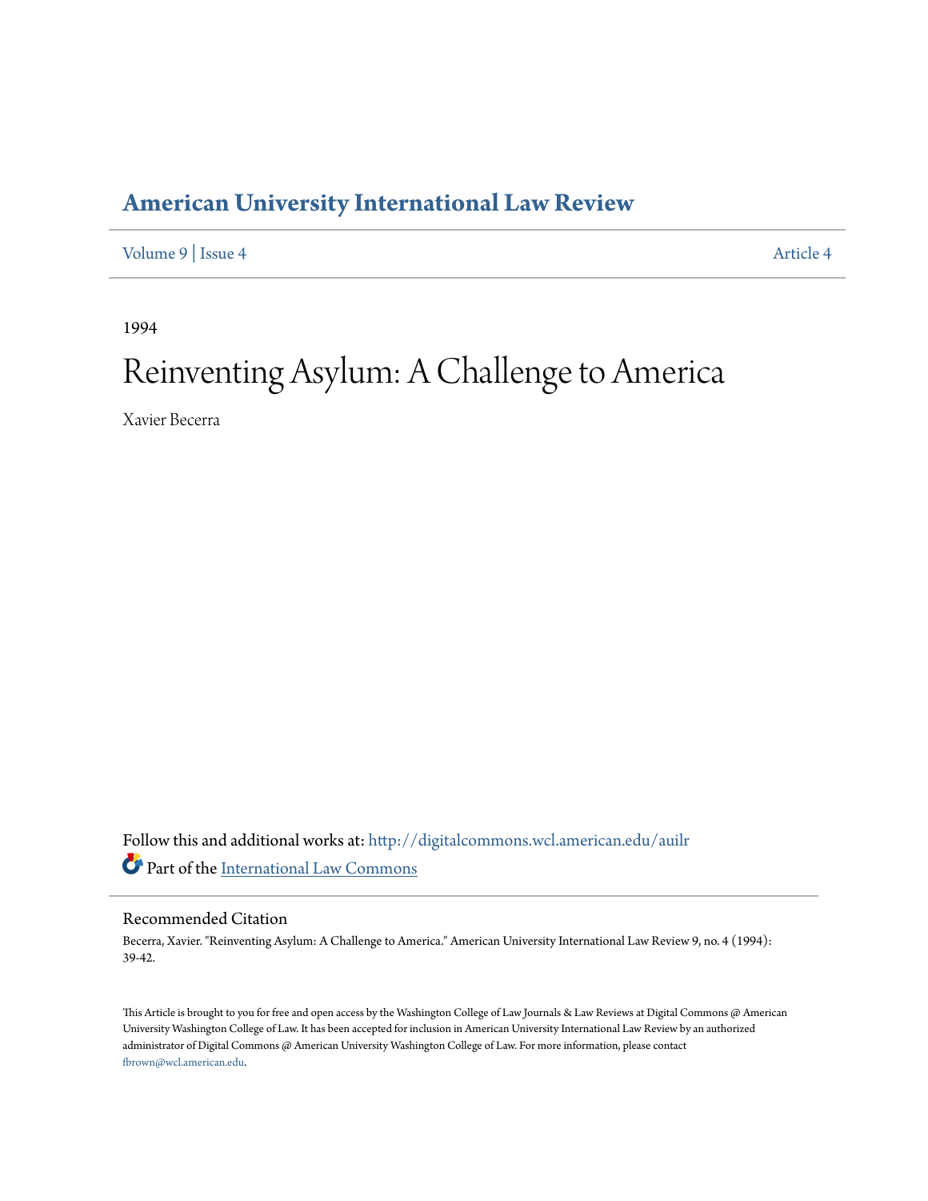# American University International Law Review

Volume 9 | Issue 4 Article 4

1994

# Reinventing Asylum: A Challenge to America

Xavier Becerra

Follow this and additional works at: http://digitalcommons.wcl.american.edu/auilr

Part of the International Law Commons

## Recommended Citation

Becerra, Xavier. "Reinventing Asylum: A Challenge to America." American University International Law Review 9, no. 4 (1994): 39-42.

This Article is brought to you for free and open access by the Washington College of Law Journals & Law Reviews at Digital Commons @ American University Washington College of Law. It has been accepted for inclusion in American University International Law Review by an authorized administrator of Digital Commons @ American University Washington College of Law. For more information, please contact fbrown@wcl.american.edu.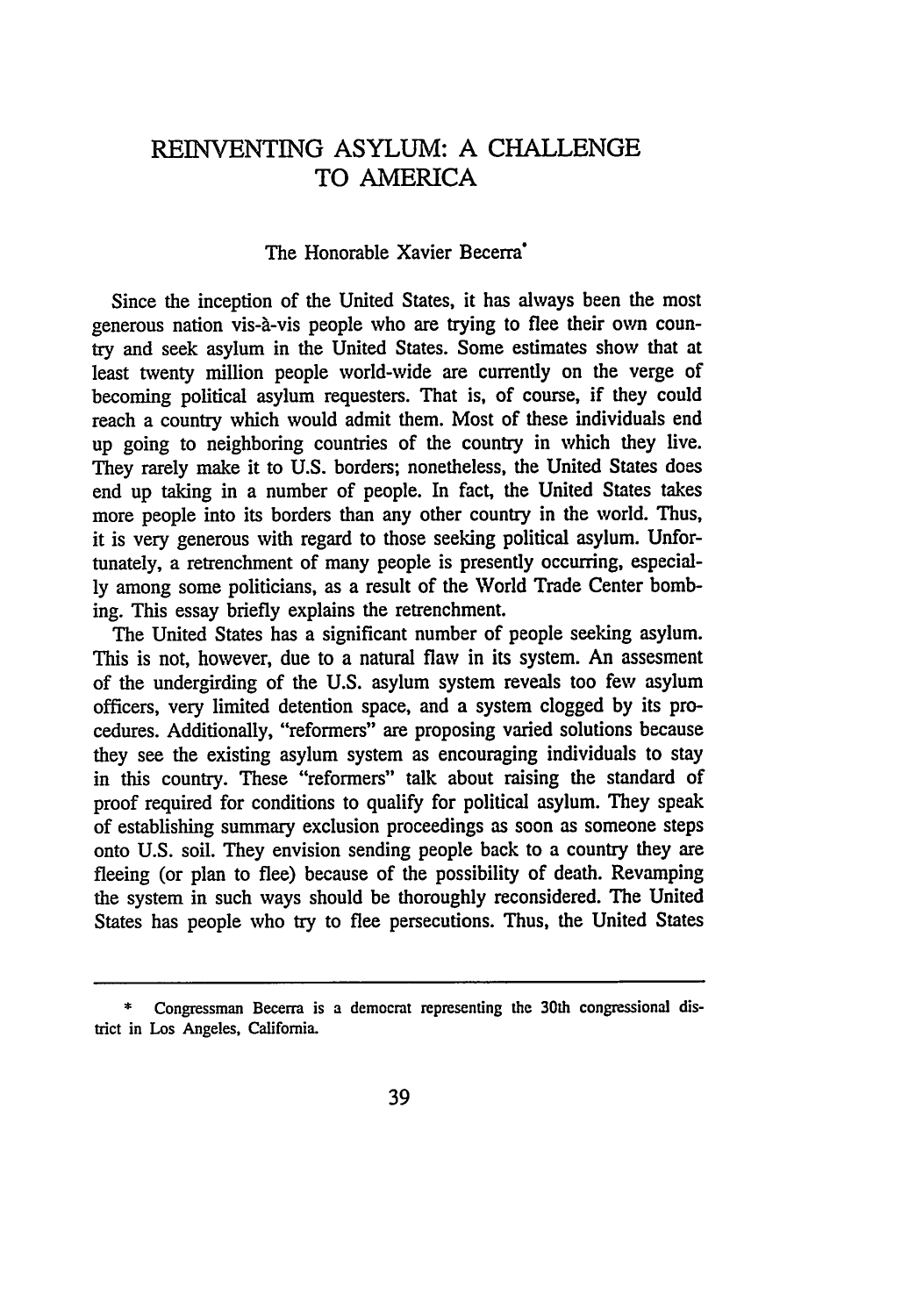# REINVENTING ASYLUM: A CHALLENGE TO AMERICA

The Honorable Xavier Becerra*

Since the inception of the United States, it has always been the most generous nation vis-à-vis people who are trying to flee their own country and seek asylum in the United States. Some estimates show that at least twenty million people world-wide are currently on the verge of becoming political asylum requesters. That is, of course, if they could reach a country which would admit them. Most of these individuals end up going to neighboring countries of the country in which they live. They rarely make it to U.S. borders; nonetheless, the United States does end up taking in a number of people. In fact, the United States takes more people into its borders than any other country in the world. Thus, it is very generous with regard to those seeking political asylum. Unfortunately, a retrenchment of many people is presently occurring, especially among some politicians, as a result of the World Trade Center bombing. This essay briefly explains the retrenchment.

The United States has a significant number of people seeking asylum. This is not, however, due to a natural flaw in its system. An assesment of the undergirding of the U.S. asylum system reveals too few asylum officers, very limited detention space, and a system clogged by its procedures. Additionally, "reformers" are proposing varied solutions because they see the existing asylum system as encouraging individuals to stay in this country. These "reformers" talk about raising the standard of proof required for conditions to qualify for political asylum. They speak of establishing summary exclusion proceedings as soon as someone steps onto U.S. soil. They envision sending people back to a country they are fleeing (or plan to flee) because of the possibility of death. Revamping the system in such ways should be thoroughly reconsidered. The United States has people who try to flee persecutions. Thus, the United States

---

* Congressman Becerra is a democrat representing the 30th congressional district in Los Angeles, California.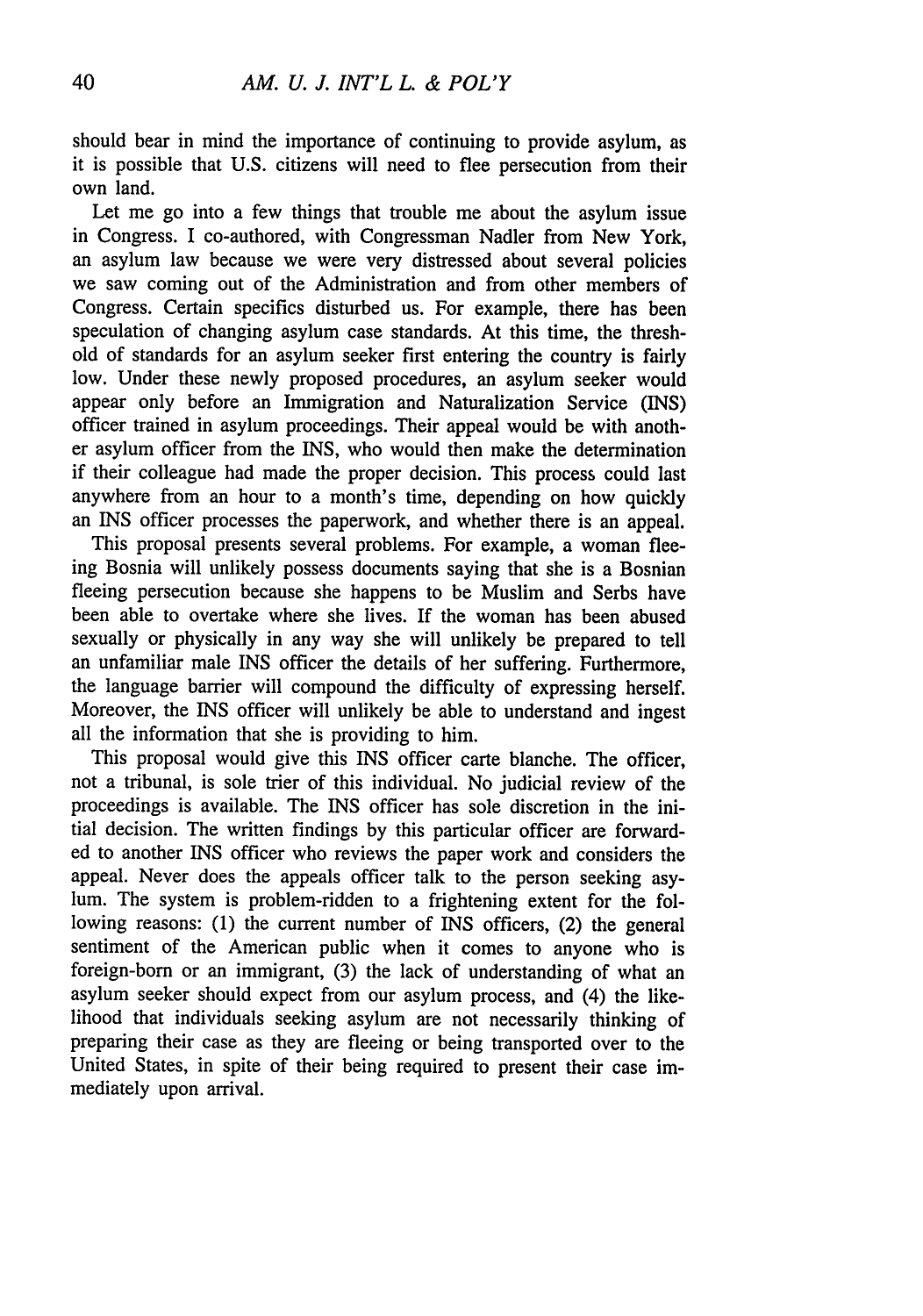should bear in mind the importance of continuing to provide asylum, as it is possible that U.S. citizens will need to flee persecution from their own land.

Let me go into a few things that trouble me about the asylum issue in Congress. I co-authored, with Congressman Nadler from New York, an asylum law because we were very distressed about several policies we saw coming out of the Administration and from other members of Congress. Certain specifics disturbed us. For example, there has been speculation of changing asylum case standards. At this time, the threshold of standards for an asylum seeker first entering the country is fairly low. Under these newly proposed procedures, an asylum seeker would appear only before an Immigration and Naturalization Service (INS) officer trained in asylum proceedings. Their appeal would be with another asylum officer from the INS, who would then make the determination if their colleague had made the proper decision. This process could last anywhere from an hour to a month's time, depending on how quickly an INS officer processes the paperwork, and whether there is an appeal.

This proposal presents several problems. For example, a woman fleeing Bosnia will unlikely possess documents saying that she is a Bosnian fleeing persecution because she happens to be Muslim and Serbs have been able to overtake where she lives. If the woman has been abused sexually or physically in any way she will unlikely be prepared to tell an unfamiliar male INS officer the details of her suffering. Furthermore, the language barrier will compound the difficulty of expressing herself. Moreover, the INS officer will unlikely be able to understand and ingest all the information that she is providing to him.

This proposal would give this INS officer carte blanche. The officer, not a tribunal, is sole trier of this individual. No judicial review of the proceedings is available. The INS officer has sole discretion in the initial decision. The written findings by this particular officer are forwarded to another INS officer who reviews the paper work and considers the appeal. Never does the appeals officer talk to the person seeking asylum. The system is problem-ridden to a frightening extent for the following reasons: (1) the current number of INS officers, (2) the general sentiment of the American public when it comes to anyone who is foreign-born or an immigrant, (3) the lack of understanding of what an asylum seeker should expect from our asylum process, and (4) the likelihood that individuals seeking asylum are not necessarily thinking of preparing their case as they are fleeing or being transported over to the United States, in spite of their being required to present their case immediately upon arrival.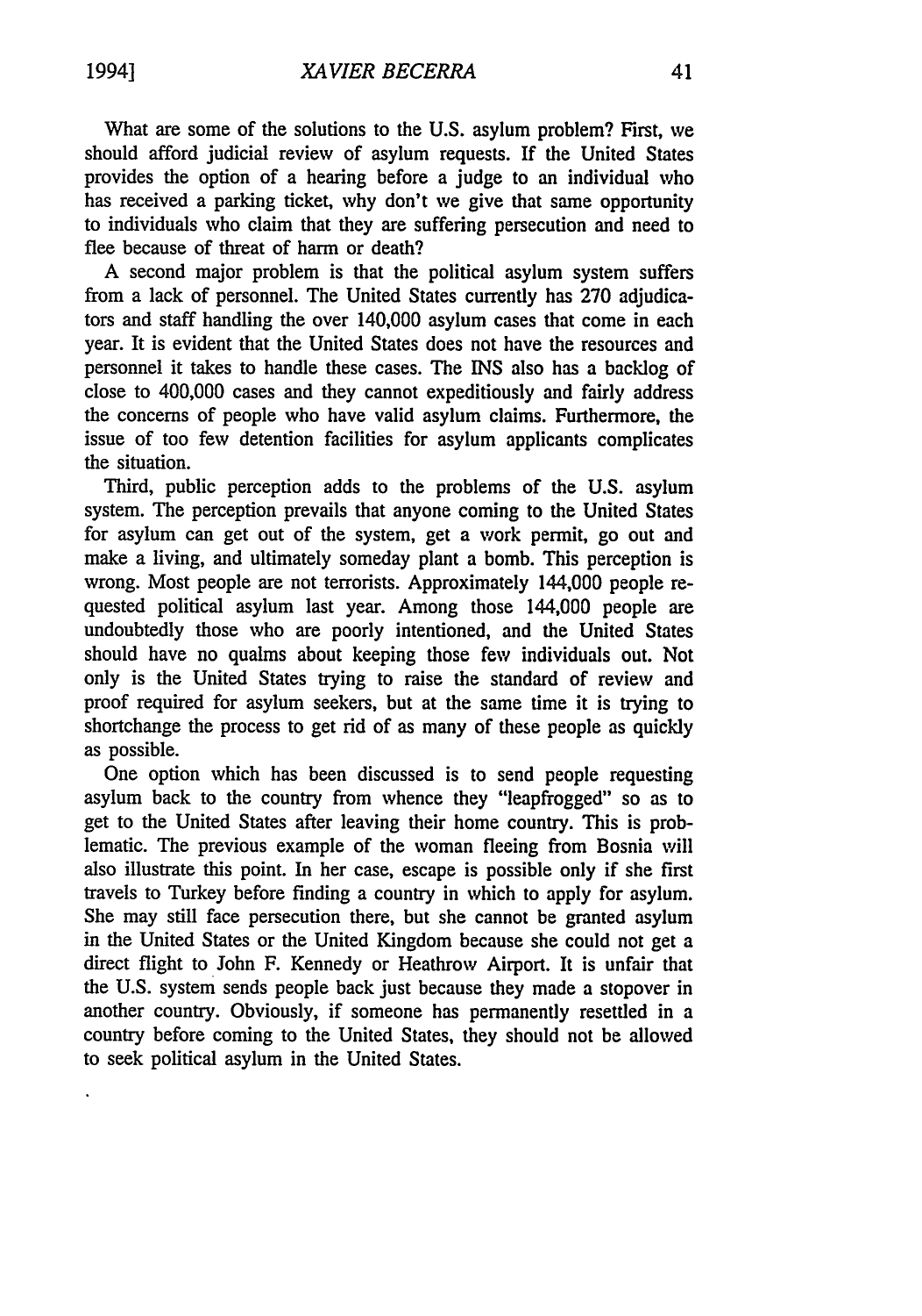What are some of the solutions to the U.S. asylum problem? First, we should afford judicial review of asylum requests. If the United States provides the option of a hearing before a judge to an individual who has received a parking ticket, why don't we give that same opportunity to individuals who claim that they are suffering persecution and need to flee because of threat of harm or death?

A second major problem is that the political asylum system suffers from a lack of personnel. The United States currently has 270 adjudicators and staff handling the over 140,000 asylum cases that come in each year. It is evident that the United States does not have the resources and personnel it takes to handle these cases. The INS also has a backlog of close to 400,000 cases and they cannot expeditiously and fairly address the concerns of people who have valid asylum claims. Furthermore, the issue of too few detention facilities for asylum applicants complicates the situation.

Third, public perception adds to the problems of the U.S. asylum system. The perception prevails that anyone coming to the United States for asylum can get out of the system, get a work permit, go out and make a living, and ultimately someday plant a bomb. This perception is wrong. Most people are not terrorists. Approximately 144,000 people requested political asylum last year. Among those 144,000 people are undoubtedly those who are poorly intentioned, and the United States should have no qualms about keeping those few individuals out. Not only is the United States trying to raise the standard of review and proof required for asylum seekers, but at the same time it is trying to shortchange the process to get rid of as many of these people as quickly as possible.

One option which has been discussed is to send people requesting asylum back to the country from whence they "leapfrogged" so as to get to the United States after leaving their home country. This is problematic. The previous example of the woman fleeing from Bosnia will also illustrate this point. In her case, escape is possible only if she first travels to Turkey before finding a country in which to apply for asylum. She may still face persecution there, but she cannot be granted asylum in the United States or the United Kingdom because she could not get a direct flight to John F. Kennedy or Heathrow Airport. It is unfair that the U.S. system sends people back just because they made a stopover in another country. Obviously, if someone has permanently resettled in a country before coming to the United States, they should not be allowed to seek political asylum in the United States.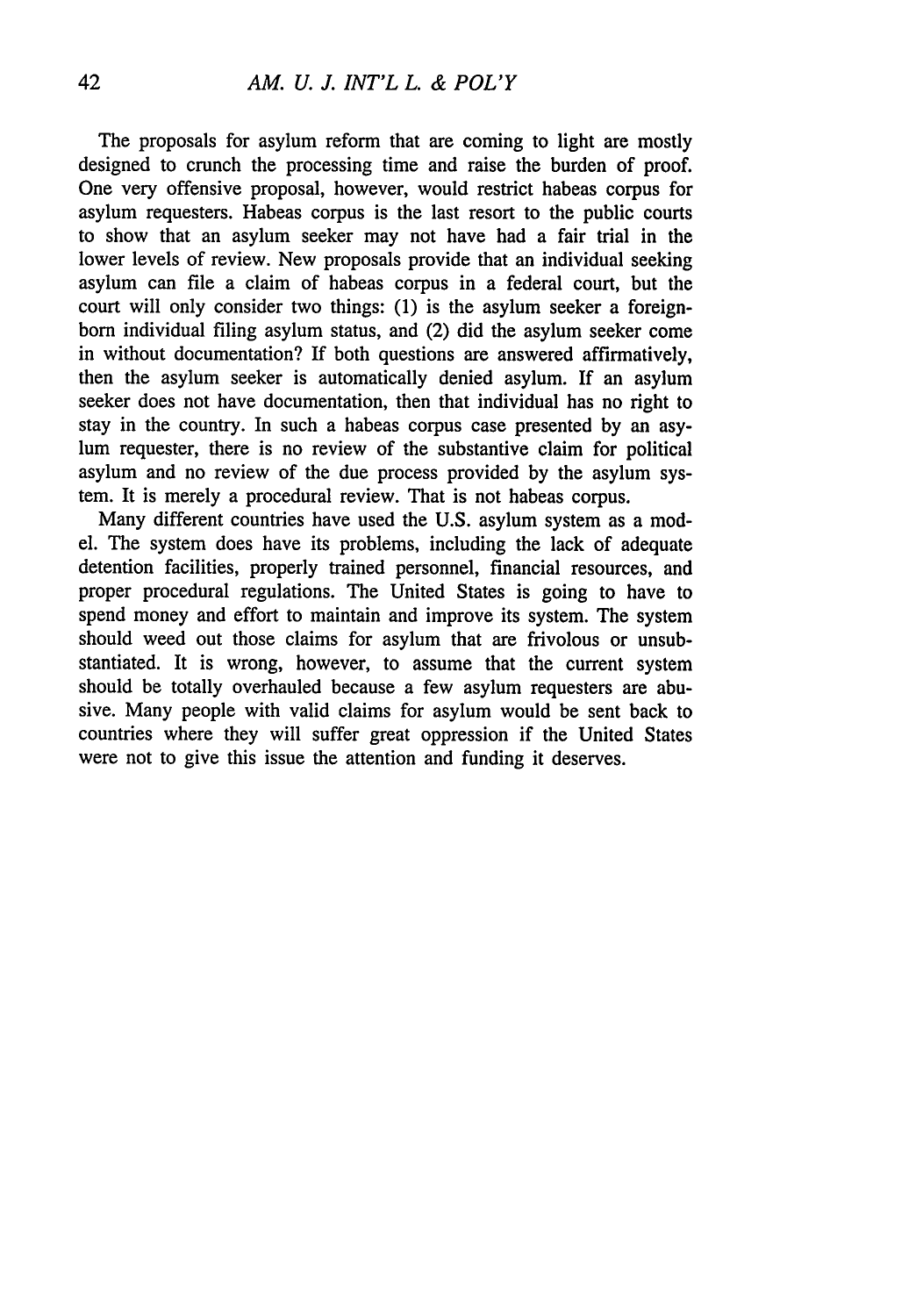The proposals for asylum reform that are coming to light are mostly designed to crunch the processing time and raise the burden of proof. One very offensive proposal, however, would restrict habeas corpus for asylum requesters. Habeas corpus is the last resort to the public courts to show that an asylum seeker may not have had a fair trial in the lower levels of review. New proposals provide that an individual seeking asylum can file a claim of habeas corpus in a federal court, but the court will only consider two things: (1) is the asylum seeker a foreign-born individual filing asylum status, and (2) did the asylum seeker come in without documentation? If both questions are answered affirmatively, then the asylum seeker is automatically denied asylum. If an asylum seeker does not have documentation, then that individual has no right to stay in the country. In such a habeas corpus case presented by an asylum requester, there is no review of the substantive claim for political asylum and no review of the due process provided by the asylum system. It is merely a procedural review. That is not habeas corpus.

Many different countries have used the U.S. asylum system as a model. The system does have its problems, including the lack of adequate detention facilities, properly trained personnel, financial resources, and proper procedural regulations. The United States is going to have to spend money and effort to maintain and improve its system. The system should weed out those claims for asylum that are frivolous or unsubstantiated. It is wrong, however, to assume that the current system should be totally overhauled because a few asylum requesters are abusive. Many people with valid claims for asylum would be sent back to countries where they will suffer great oppression if the United States were not to give this issue the attention and funding it deserves.